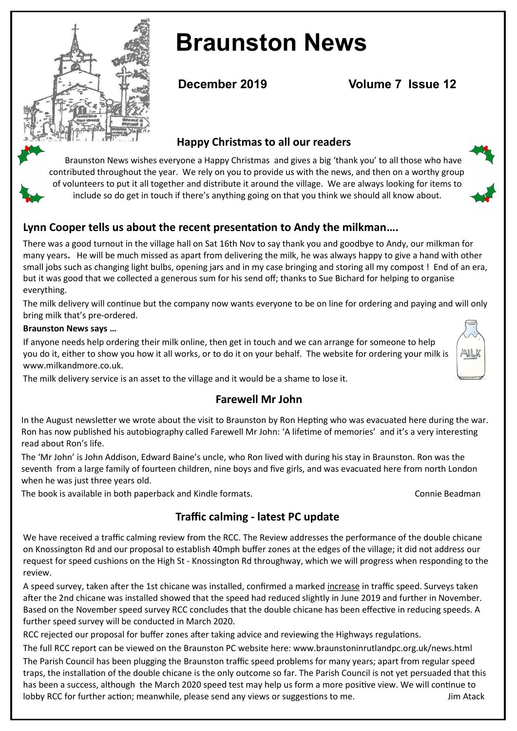# Braunston News

**December 2019** **Volume 7 Issue 12**

## Happy Christmas to all our readers

Braunston News wishes everyone a Happy Christmas and gives a big 'thank you' to all those who have contributed throughout the year. We rely on you to provide us with the news, and then on a worthy group of volunteers to put it all together and distribute it around the village. We are always looking for items to include so do get in touch if there's anything going on that you think we should all know about.

## Lynn Cooper tells us about the recent presentation to Andy the milkman….

There was a good turnout in the village hall on Sat 16th Nov to say thank you and goodbye to Andy, our milkman for many years**.** He will be much missed as apart from delivering the milk, he was always happy to give a hand with other small jobs such as changing light bulbs, opening jars and in my case bringing and storing all my compost ! End of an era, but it was good that we collected a generous sum for his send off; thanks to Sue Bichard for helping to organise everything.

The milk delivery will continue but the company now wants everyone to be on line for ordering and paying and will only bring milk that's pre-ordered.

**Braunston News says …**

If anyone needs help ordering their milk online, then get in touch and we can arrange for someone to help you do it, either to show you how it all works, or to do it on your behalf. The website for ordering your milk is www.milkandmore.co.uk.

The milk delivery service is an asset to the village and it would be a shame to lose it.

## Farewell Mr John

In the August newsletter we wrote about the visit to Braunston by Ron Hepting who was evacuated here during the war. Ron has now published his autobiography called Farewell Mr John: 'A lifetime of memories' and it's a very interesting read about Ron's life.

The 'Mr John' is John Addison, Edward Baine's uncle, who Ron lived with during his stay in Braunston. Ron was the seventh from a large family of fourteen children, nine boys and five girls, and was evacuated here from north London when he was just three years old.

The book is available in both paperback and Kindle formats.

Connie Beadman

## Traffic calming - latest PC update

We have received a traffic calming review from the RCC. The Review addresses the performance of the double chicane on Knossington Rd and our proposal to establish 40mph buffer zones at the edges of the village; it did not address our request for speed cushions on the High St - Knossington Rd throughway, which we will progress when responding to the review.

A speed survey, taken after the 1st chicane was installed, confirmed a marked <u>increase</u> in traffic speed. Surveys taken after the 2nd chicane was installed showed that the speed had reduced slightly in June 2019 and further in November. Based on the November speed survey RCC concludes that the double chicane has been effective in reducing speeds. A further speed survey will be conducted in March 2020.

RCC rejected our proposal for buffer zones after taking advice and reviewing the Highways regulations.

The full RCC report can be viewed on the Braunston PC website here: www.braunstoninrutlandpc.org.uk/news.html

The Parish Council has been plugging the Braunston traffic speed problems for many years; apart from regular speed traps, the installation of the double chicane is the only outcome so far. The Parish Council is not yet persuaded that this has been a success, although the March 2020 speed test may help us form a more positive view. We will continue to lobby RCC for further action; meanwhile, please send any views or suggestions to me.

Jim Atack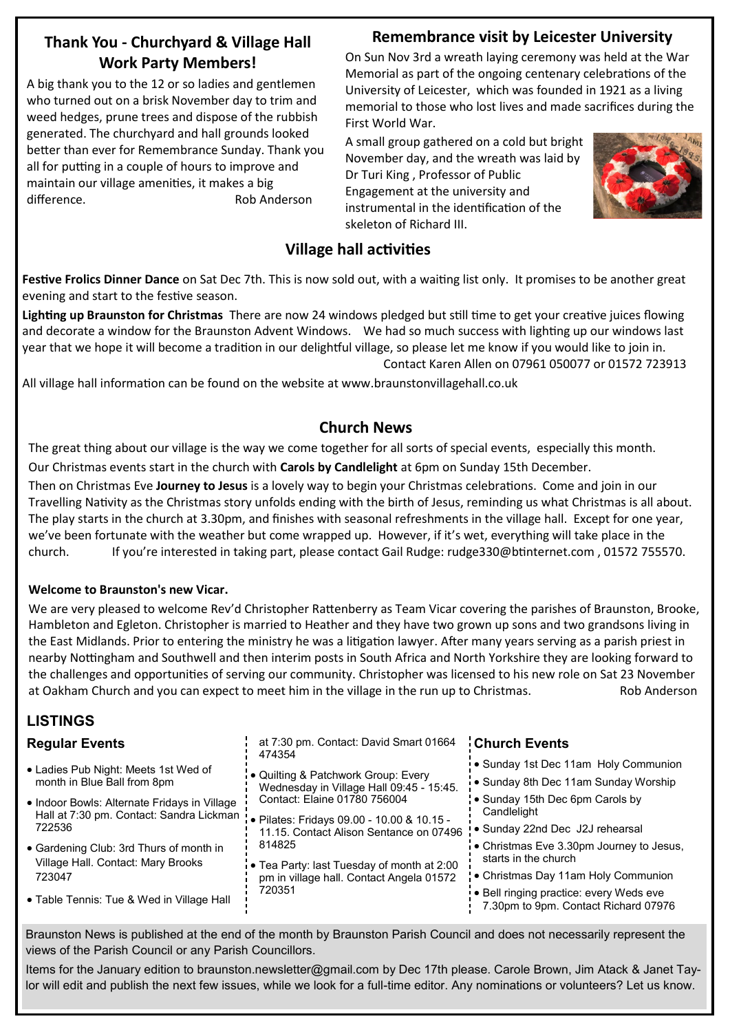## Thank You - Churchyard & Village Hall Work Party Members!

A big thank you to the 12 or so ladies and gentlemen who turned out on a brisk November day to trim and weed hedges, prune trees and dispose of the rubbish generated. The churchyard and hall grounds looked better than ever for Remembrance Sunday. Thank you all for putting in a couple of hours to improve and maintain our village amenities, it makes a big difference. Rob Anderson

## Remembrance visit by Leicester University

On Sun Nov 3rd a wreath laying ceremony was held at the War Memorial as part of the ongoing centenary celebrations of the University of Leicester, which was founded in 1921 as a living memorial to those who lost lives and made sacrifices during the First World War.

A small group gathered on a cold but bright November day, and the wreath was laid by Dr Turi King , Professor of Public Engagement at the university and instrumental in the identification of the skeleton of Richard III.

## Village hall activities

**Festive Frolics Dinner Dance** on Sat Dec 7th. This is now sold out, with a waiting list only. It promises to be another great evening and start to the festive season.

**Lighting up Braunston for Christmas** There are now 24 windows pledged but still time to get your creative juices flowing and decorate a window for the Braunston Advent Windows. We had so much success with lighting up our windows last year that we hope it will become a tradition in our delightful village, so please let me know if you would like to join in.
Contact Karen Allen on 07961 050077 or 01572 723913

All village hall information can be found on the website at www.braunstonvillagehall.co.uk

## Church News

The great thing about our village is the way we come together for all sorts of special events, especially this month.

Our Christmas events start in the church with **Carols by Candlelight** at 6pm on Sunday 15th December.

Then on Christmas Eve **Journey to Jesus** is a lovely way to begin your Christmas celebrations. Come and join in our Travelling Nativity as the Christmas story unfolds ending with the birth of Jesus, reminding us what Christmas is all about. The play starts in the church at 3.30pm, and finishes with seasonal refreshments in the village hall. Except for one year, we've been fortunate with the weather but come wrapped up. However, if it's wet, everything will take place in the church. If you're interested in taking part, please contact Gail Rudge: rudge330@btinternet.com , 01572 755570.

**Welcome to Braunston's new Vicar.**

We are very pleased to welcome Rev'd Christopher Rattenberry as Team Vicar covering the parishes of Braunston, Brooke, Hambleton and Egleton. Christopher is married to Heather and they have two grown up sons and two grandsons living in the East Midlands. Prior to entering the ministry he was a litigation lawyer. After many years serving as a parish priest in nearby Nottingham and Southwell and then interim posts in South Africa and North Yorkshire they are looking forward to the challenges and opportunities of serving our community. Christopher was licensed to his new role on Sat 23 November at Oakham Church and you can expect to meet him in the village in the run up to Christmas. Rob Anderson

## LISTINGS

### Regular Events

- Ladies Pub Night: Meets 1st Wed of month in Blue Ball from 8pm
- Indoor Bowls: Alternate Fridays in Village Hall at 7:30 pm. Contact: Sandra Lickman 722536
- Gardening Club: 3rd Thurs of month in Village Hall. Contact: Mary Brooks 723047
- Table Tennis: Tue & Wed in Village Hall at 7:30 pm. Contact: David Smart 01664 474354
- Quilting & Patchwork Group: Every Wednesday in Village Hall 09:45 - 15:45. Contact: Elaine 01780 756004
- Pilates: Fridays 09.00 - 10.00 & 10.15 - 11.15. Contact Alison Sentance on 07496 814825
- Tea Party: last Tuesday of month at 2:00 pm in village hall. Contact Angela 01572 720351

### Church Events

- Sunday 1st Dec 11am Holy Communion
- Sunday 8th Dec 11am Sunday Worship
- Sunday 15th Dec 6pm Carols by Candlelight
- Sunday 22nd Dec J2J rehearsal
- Christmas Eve 3.30pm Journey to Jesus, starts in the church
- Christmas Day 11am Holy Communion
- Bell ringing practice: every Weds eve 7.30pm to 9pm. Contact Richard 07976

Braunston News is published at the end of the month by Braunston Parish Council and does not necessarily represent the views of the Parish Council or any Parish Councillors.

Items for the January edition to braunston.newsletter@gmail.com by Dec 17th please. Carole Brown, Jim Atack & Janet Taylor will edit and publish the next few issues, while we look for a full-time editor. Any nominations or volunteers? Let us know.